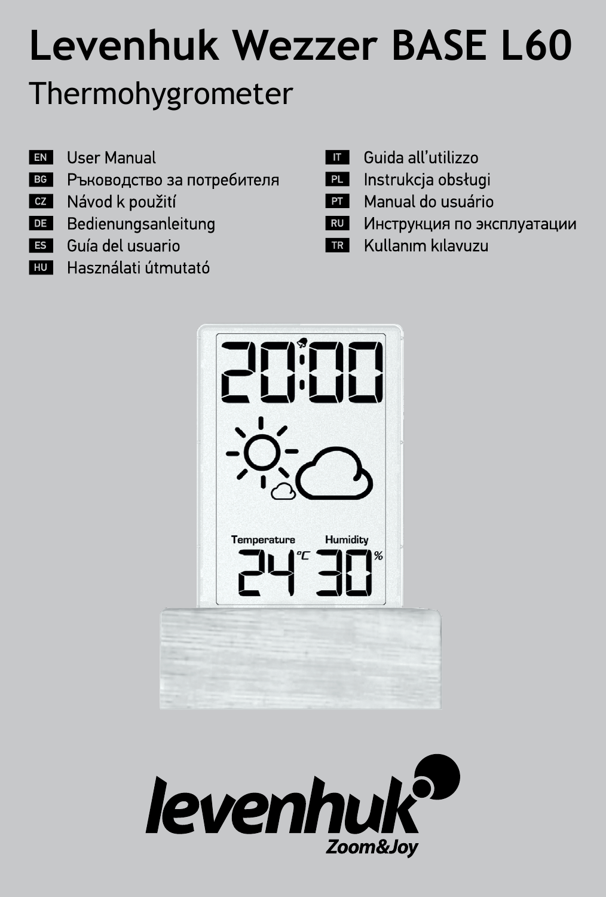# Levenhuk Wezzer BASE L60

## Thermohygrometer

- EN User Manual
- BG Ръководство за потребителя
- CZ Návod k použití
- DE Bedienungsanleitung
- ES Guía del usuario
- HU Használati útmutató
- IT Guida all'utilizzo
- PL Instrukcja obsługi
- PT Manual do usuário
- RU Инструкция по эксплуатации
- TR Kullanım kılavuzu

levenhuk Zoom&Joy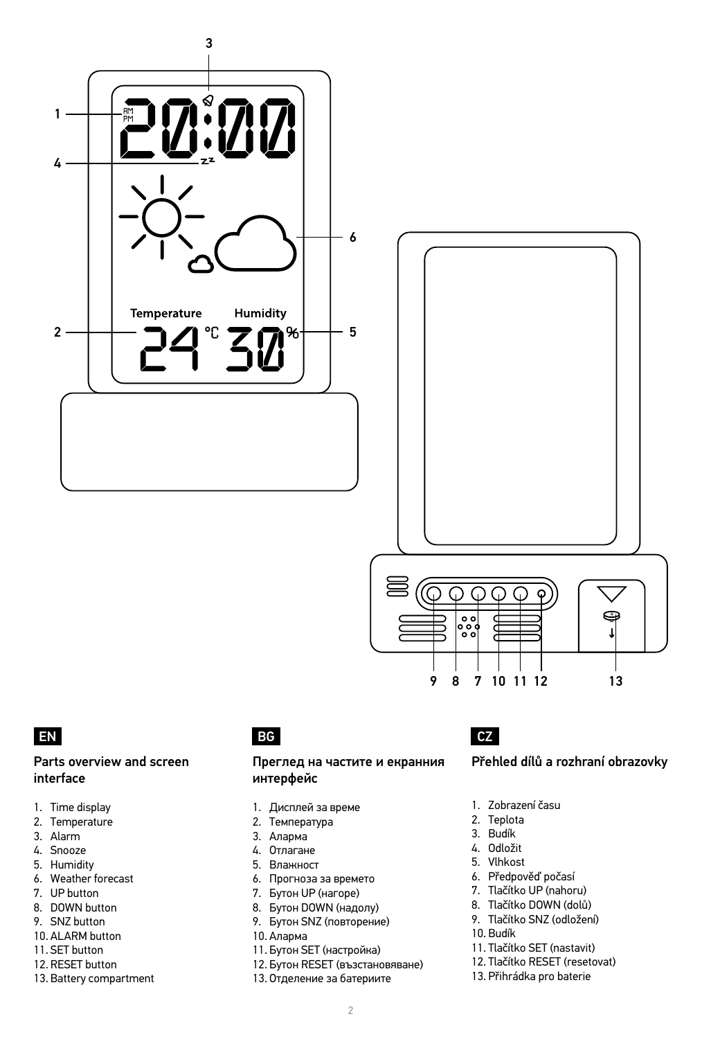EN

## Parts overview and screen interface

1. Time display
2. Temperature
3. Alarm
4. Snooze
5. Humidity
6. Weather forecast
7. UP button
8. DOWN button
9. SNZ button
10. ALARM button
11. SET button
12. RESET button
13. Battery compartment

BG

## Преглед на частите и екранния интерфейс

1. Дисплей за време
2. Температура
3. Аларма
4. Отлагане
5. Влажност
6. Прогноза за времето
7. Бутон UP (нагоре)
8. Бутон DOWN (надолу)
9. Бутон SNZ (повторение)
10. Аларма
11. Бутон SET (настройка)
12. Бутон RESET (възстановяване)
13. Отделение за батериите

CZ

## Přehled dílů a rozhraní obrazovky

1. Zobrazení času
2. Teplota
3. Budík
4. Odložit
5. Vlhkost
6. Předpověď počasí
7. Tlačítko UP (nahoru)
8. Tlačítko DOWN (dolů)
9. Tlačítko SNZ (odložení)
10. Budík
11. Tlačítko SET (nastavit)
12. Tlačítko RESET (resetovat)
13. Přihrádka pro baterie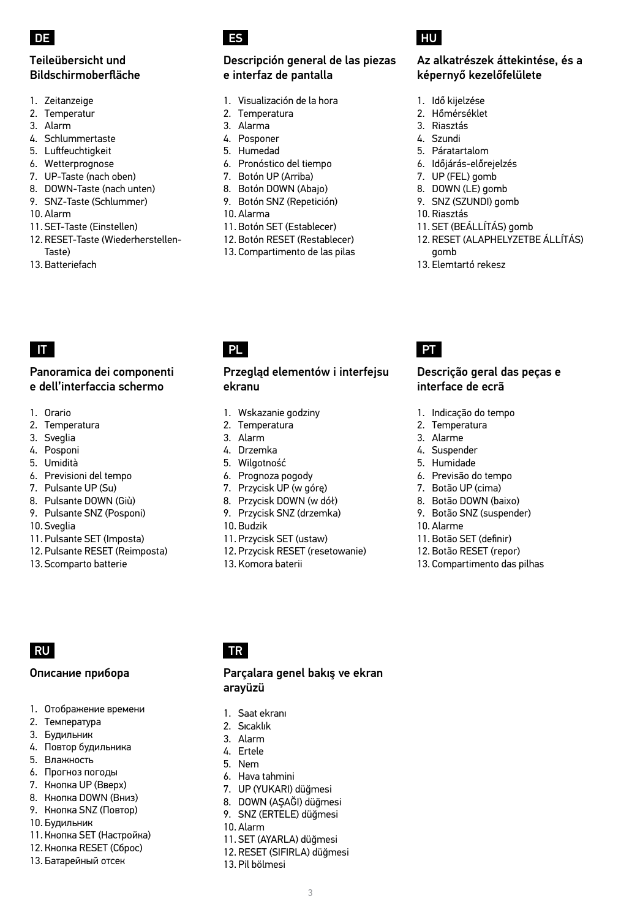DE

## Teileübersicht und Bildschirmoberfläche

1. Zeitanzeige
2. Temperatur
3. Alarm
4. Schlummertaste
5. Luftfeuchtigkeit
6. Wetterprognose
7. UP-Taste (nach oben)
8. DOWN-Taste (nach unten)
9. SNZ-Taste (Schlummer)
10. Alarm
11. SET-Taste (Einstellen)
12. RESET-Taste (Wiederherstellen-Taste)
13. Batteriefach

ES

## Descripción general de las piezas e interfaz de pantalla

1. Visualización de la hora
2. Temperatura
3. Alarma
4. Posponer
5. Humedad
6. Pronóstico del tiempo
7. Botón UP (Arriba)
8. Botón DOWN (Abajo)
9. Botón SNZ (Repetición)
10. Alarma
11. Botón SET (Establecer)
12. Botón RESET (Restablecer)
13. Compartimento de las pilas

HU

## Az alkatrészek áttekintése, és a képernyő kezelőfelülete

1. Idő kijelzése
2. Hőmérséklet
3. Riasztás
4. Szundi
5. Páratartalom
6. Időjárás-előrejelzés
7. UP (FEL) gomb
8. DOWN (LE) gomb
9. SNZ (SZUNDI) gomb
10. Riasztás
11. SET (BEÁLLÍTÁS) gomb
12. RESET (ALAPHELYZETBE ÁLLÍTÁS) gomb
13. Elemtartó rekesz

IT

## Panoramica dei componenti e dell'interfaccia schermo

1. Orario
2. Temperatura
3. Sveglia
4. Posponi
5. Umidità
6. Previsioni del tempo
7. Pulsante UP (Su)
8. Pulsante DOWN (Giù)
9. Pulsante SNZ (Posponi)
10. Sveglia
11. Pulsante SET (Imposta)
12. Pulsante RESET (Reimposta)
13. Scomparto batterie

PL

## Przegląd elementów i interfejsu ekranu

1. Wskazanie godziny
2. Temperatura
3. Alarm
4. Drzemka
5. Wilgotność
6. Prognoza pogody
7. Przycisk UP (w górę)
8. Przycisk DOWN (w dół)
9. Przycisk SNZ (drzemka)
10. Budzik
11. Przycisk SET (ustaw)
12. Przycisk RESET (resetowanie)
13. Komora baterii

PT

## Descrição geral das peças e interface de ecrã

1. Indicação do tempo
2. Temperatura
3. Alarme
4. Suspender
5. Humidade
6. Previsão do tempo
7. Botão UP (cima)
8. Botão DOWN (baixo)
9. Botão SNZ (suspender)
10. Alarme
11. Botão SET (definir)
12. Botão RESET (repor)
13. Compartimento das pilhas

RU

## Описание прибора

1. Отображение времени
2. Температура
3. Будильник
4. Повтор будильника
5. Влажность
6. Прогноз погоды
7. Кнопка UP (Вверх)
8. Кнопка DOWN (Вниз)
9. Кнопка SNZ (Повтор)
10. Будильник
11. Кнопка SET (Настройка)
12. Кнопка RESET (Сброс)
13. Батарейный отсек

TR

## Parçalara genel bakış ve ekran arayüzü

1. Saat ekranı
2. Sıcaklık
3. Alarm
4. Ertele
5. Nem
6. Hava tahmini
7. UP (YUKARI) düğmesi
8. DOWN (AŞAĞI) düğmesi
9. SNZ (ERTELE) düğmesi
10. Alarm
11. SET (AYARLA) düğmesi
12. RESET (SIFIRLA) düğmesi
13. Pil bölmesi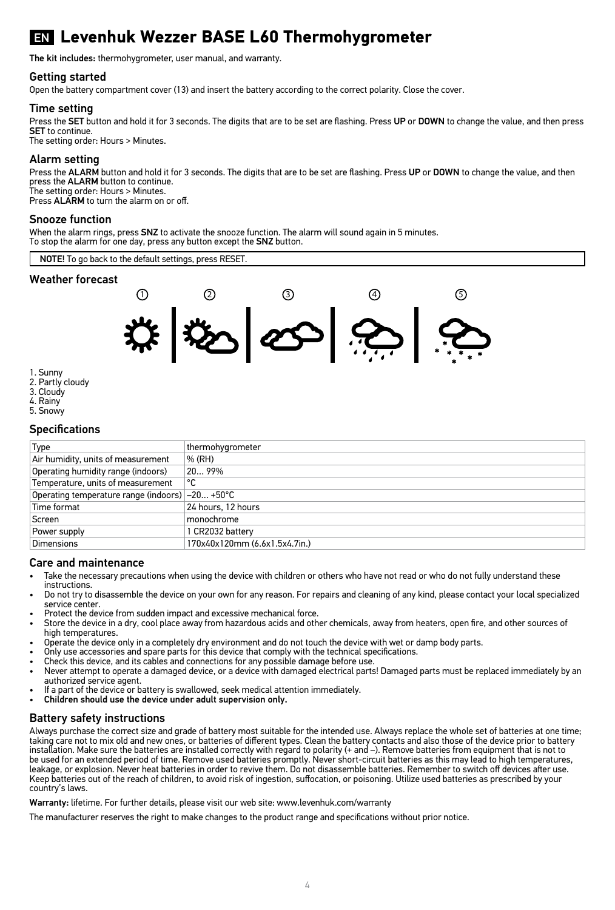# EN Levenhuk Wezzer BASE L60 Thermohygrometer

**The kit includes:** thermohygrometer, user manual, and warranty.

## Getting started

Open the battery compartment cover (13) and insert the battery according to the correct polarity. Close the cover.

## Time setting

Press the **SET** button and hold it for 3 seconds. The digits that are to be set are flashing. Press **UP** or **DOWN** to change the value, and then press **SET** to continue.
The setting order: Hours > Minutes.

## Alarm setting

Press the **ALARM** button and hold it for 3 seconds. The digits that are to be set are flashing. Press **UP** or **DOWN** to change the value, and then press the **ALARM** button to continue.
The setting order: Hours > Minutes.
Press **ALARM** to turn the alarm on or off.

## Snooze function

When the alarm rings, press **SNZ** to activate the snooze function. The alarm will sound again in 5 minutes.
To stop the alarm for one day, press any button except the **SNZ** button.

**NOTE!** To go back to the default settings, press RESET.

## Weather forecast

1. Sunny
2. Partly cloudy
3. Cloudy
4. Rainy
5. Snowy

## Specifications

| Type | thermohygrometer |
|---|---|
| Air humidity, units of measurement | % (RH) |
| Operating humidity range (indoors) | 20… 99% |
| Temperature, units of measurement | °C |
| Operating temperature range (indoors) | –20… +50°C |
| Time format | 24 hours, 12 hours |
| Screen | monochrome |
| Power supply | 1 CR2032 battery |
| Dimensions | 170x40x120mm (6.6x1.5x4.7in.) |

## Care and maintenance

- Take the necessary precautions when using the device with children or others who have not read or who do not fully understand these instructions.
- Do not try to disassemble the device on your own for any reason. For repairs and cleaning of any kind, please contact your local specialized service center.
- Protect the device from sudden impact and excessive mechanical force.
- Store the device in a dry, cool place away from hazardous acids and other chemicals, away from heaters, open fire, and other sources of high temperatures.
- Operate the device only in a completely dry environment and do not touch the device with wet or damp body parts.
- Only use accessories and spare parts for this device that comply with the technical specifications.
- Check this device, and its cables and connections for any possible damage before use.
- Never attempt to operate a damaged device, or a device with damaged electrical parts! Damaged parts must be replaced immediately by an authorized service agent.
- If a part of the device or battery is swallowed, seek medical attention immediately.
- **Children should use the device under adult supervision only.**

## Battery safety instructions

Always purchase the correct size and grade of battery most suitable for the intended use. Always replace the whole set of batteries at one time; taking care not to mix old and new ones, or batteries of different types. Clean the battery contacts and also those of the device prior to battery installation. Make sure the batteries are installed correctly with regard to polarity (+ and –). Remove batteries from equipment that is not to be used for an extended period of time. Remove used batteries promptly. Never short-circuit batteries as this may lead to high temperatures, leakage, or explosion. Never heat batteries in order to revive them. Do not disassemble batteries. Remember to switch off devices after use. Keep batteries out of the reach of children, to avoid risk of ingestion, suffocation, or poisoning. Utilize used batteries as prescribed by your country's laws.

**Warranty:** lifetime. For further details, please visit our web site: www.levenhuk.com/warranty

The manufacturer reserves the right to make changes to the product range and specifications without prior notice.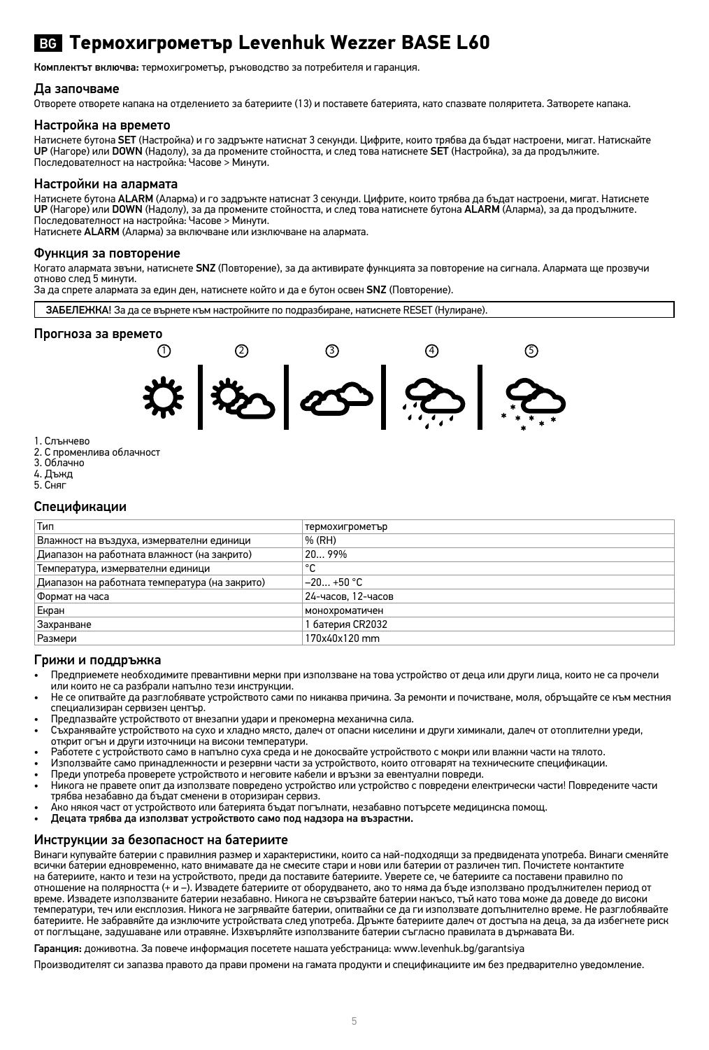# BG Термохигрометър Levenhuk Wezzer BASE L60

**Комплектът включва:** термохигрометър, ръководство за потребителя и гаранция.

## Да започваме

Отворете отворете капака на отделението за батериите (13) и поставете батерията, като спазвате поляритета. Затворете капака.

## Настройка на времето

Натиснете бутона **SET** (Настройка) и го задръжте натиснат 3 секунди. Цифрите, които трябва да бъдат настроени, мигат. Натискайте **UP** (Нагоре) или **DOWN** (Надолу), за да промените стойността, и след това натиснете **SET** (Настройка), за да продължите. Последователност на настройка: Часове > Минути.

## Настройки на алармата

Натиснете бутона **ALARM** (Аларма) и го задръжте натиснат 3 секунди. Цифрите, които трябва да бъдат настроени, мигат. Натиснете **UP** (Нагоре) или **DOWN** (Надолу), за да промените стойността, и след това натиснете бутона **ALARM** (Аларма), за да продължите. Последователност на настройка: Часове > Минути.
Натиснете **ALARM** (Аларма) за включване или изключване на алармата.

## Функция за повторение

Когато алармата звъни, натиснете **SNZ** (Повторение), за да активирате функцията за повторение на сигнала. Алармата ще прозвучи отново след 5 минути.
За да спрете алармата за един ден, натиснете който и да е бутон освен **SNZ** (Повторение).

**ЗАБЕЛЕЖКА!** За да се върнете към настройките по подразбиране, натиснете RESET (Нулиране).

## Прогноза за времето

1. Слънчево
2. С променлива облачност
3. Облачно
4. Дъжд
5. Сняг

## Спецификации

| Тип | термохигрометър |
|---|---|
| Влажност на въздуха, измервателни единици | % (RH) |
| Диапазон на работната влажност (на закрито) | 20… 99% |
| Температура, измервателни единици | °C |
| Диапазон на работната температура (на закрито) | –20… +50 °C |
| Формат на часа | 24-часов, 12-часов |
| Екран | монохроматичен |
| Захранване | 1 батерия CR2032 |
| Размери | 170x40x120 mm |

## Грижи и поддръжка

- Предприемете необходимите превантивни мерки при използване на това устройство от деца или други лица, които не са прочели или които не са разбрали напълно тези инструкции.
- Не се опитвайте да разглобявате устройството сами по никаква причина. За ремонти и почистване, моля, обръщайте се към местния специализиран сервизен център.
- Предпазвайте устройството от внезапни удари и прекомерна механична сила.
- Съхранявайте устройството на сухо и хладно място, далеч от опасни киселини и други химикали, далеч от отоплителни уреди, открит огън и други източници на високи температури.
- Работете с устройството само в напълно суха среда и не докосвайте устройството с мокри или влажни части на тялото.
- Използвайте само принадлежности и резервни части за устройството, които отговарят на техническите спецификации.
- Преди употреба проверете устройството и неговите кабели и връзки за евентуални повреди.
- Никога не правете опит да използвате повредено устройство или устройство с повредени електрически части! Повредените части трябва незабавно да бъдат сменени в оторизиран сервиз.
- Ако някоя част от устройството или батерията бъдат погълнати, незабавно потърсете медицинска помощ.
- **Децата трябва да използват устройството само под надзора на възрастни.**

## Инструкции за безопасност на батериите

Винаги купувайте батерии с правилния размер и характеристики, които са най-подходящи за предвидената употреба. Винаги сменяйте всички батерии едновременно, като внимавате да не смесите стари и нови или батерии от различен тип. Почистете контактите на батериите, както и тези на устройството, преди да поставите батериите. Уверете се, че батериите са поставени правилно по отношение на полярността (+ и –). Извадете батериите от оборудването, ако то няма да бъде използвано продължителен период от време. Извадете използваните батерии незабавно. Никога не свързвайте батерии накъсо, тъй като това може да доведе до високи температури, теч или експлозия. Никога не загрявайте батерии, опитвайки се да ги използвате допълнително време. Не разглобявайте батериите. Не забравяйте да изключите устройствата след употреба. Дръжте батериите далеч от достъпа на деца, за да избегнете риск от поглъщане, задушаване или отравяне. Изхвърляйте използваните батерии съгласно правилата в държавата Ви.

**Гаранция:** доживотна. За повече информация посетете нашата уебстраница: www.levenhuk.bg/garantsiya

Производителят си запазва правото да прави промени на гамата продукти и спецификациите им без предварително уведомление.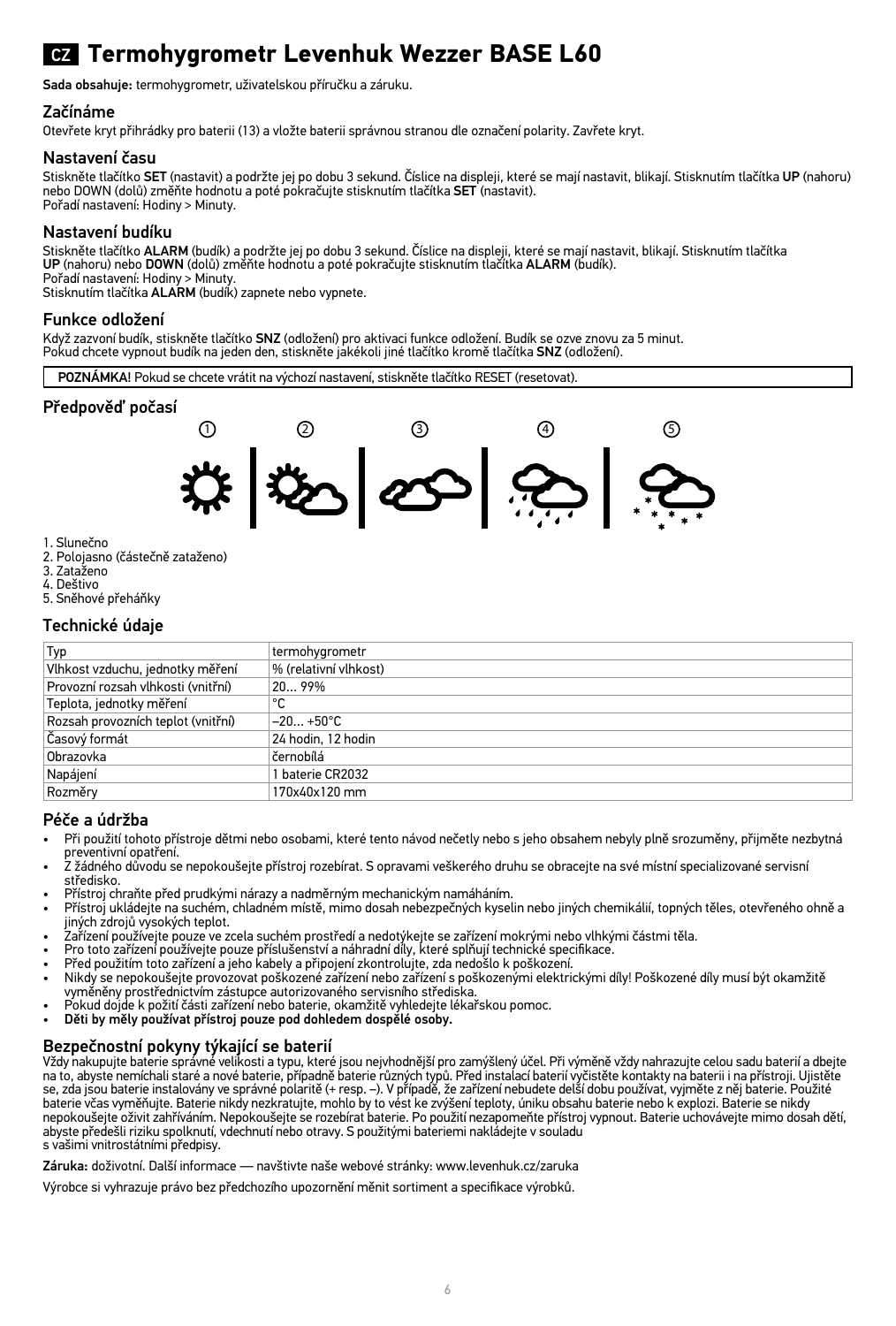# CZ Termohygrometr Levenhuk Wezzer BASE L60

**Sada obsahuje:** termohygrometr, uživatelskou příručku a záruku.

## Začínáme

Otevřete kryt přihrádky pro baterii (13) a vložte baterii správnou stranou dle označení polarity. Zavřete kryt.

## Nastavení času

Stiskněte tlačítko **SET** (nastavit) a podržte jej po dobu 3 sekund. Číslice na displeji, které se mají nastavit, blikají. Stisknutím tlačítka **UP** (nahoru) nebo DOWN (dolů) změňte hodnotu a poté pokračujte stisknutím tlačítka **SET** (nastavit).
Pořadí nastavení: Hodiny > Minuty.

## Nastavení budíku

Stiskněte tlačítko **ALARM** (budík) a podržte jej po dobu 3 sekund. Číslice na displeji, které se mají nastavit, blikají. Stisknutím tlačítka **UP** (nahoru) nebo **DOWN** (dolů) změňte hodnotu a poté pokračujte stisknutím tlačítka **ALARM** (budík).
Pořadí nastavení: Hodiny > Minuty.
Stisknutím tlačítka **ALARM** (budík) zapnete nebo vypnete.

## Funkce odložení

Když zazvoní budík, stiskněte tlačítko **SNZ** (odložení) pro aktivaci funkce odložení. Budík se ozve znovu za 5 minut.
Pokud chcete vypnout budík na jeden den, stiskněte jakékoli jiné tlačítko kromě tlačítka **SNZ** (odložení).

**POZNÁMKA!** Pokud se chcete vrátit na výchozí nastavení, stiskněte tlačítko RESET (resetovat).

## Předpověď počasí

1. Slunečno
2. Polojasno (částečně zataženo)
3. Zataženo
4. Deštivo
5. Sněhové přeháňky

## Technické údaje

| Typ | termohygrometr |
|---|---|
| Vlhkost vzduchu, jednotky měření | % (relativní vlhkost) |
| Provozní rozsah vlhkosti (vnitřní) | 20… 99% |
| Teplota, jednotky měření | °C |
| Rozsah provozních teplot (vnitřní) | –20… +50°C |
| Časový formát | 24 hodin, 12 hodin |
| Obrazovka | černobílá |
| Napájení | 1 baterie CR2032 |
| Rozměry | 170x40x120 mm |

## Péče a údržba

- Při použití tohoto přístroje dětmi nebo osobami, které tento návod nečetly nebo s jeho obsahem nebyly plně srozuměny, přijměte nezbytná preventivní opatření.
- Z žádného důvodu se nepokoušejte přístroj rozebírat. S opravami veškerého druhu se obracejte na své místní specializované servisní středisko.
- Přístroj chraňte před prudkými nárazy a nadměrným mechanickým namáháním.
- Přístroj ukládejte na suchém, chladném místě, mimo dosah nebezpečných kyselin nebo jiných chemikálií, topných těles, otevřeného ohně a jiných zdrojů vysokých teplot.
- Zařízení používejte pouze ve zcela suchém prostředí a nedotýkejte se zařízení mokrými nebo vlhkými částmi těla.
- Pro toto zařízení používejte pouze příslušenství a náhradní díly, které splňují technické specifikace.
- Před použitím toto zařízení a jeho kabely a připojení zkontrolujte, zda nedošlo k poškození.
- Nikdy se nepokoušejte provozovat poškozené zařízení nebo zařízení s poškozenými elektrickými díly! Poškozené díly musí být okamžitě vyměněny prostřednictvím zástupce autorizovaného servisního střediska.
- Pokud dojde k požití části zařízení nebo baterie, okamžitě vyhledejte lékařskou pomoc.
- **Děti by měly používat přístroj pouze pod dohledem dospělé osoby.**

## Bezpečnostní pokyny týkající se baterií

Vždy nakupujte baterie správné velikosti a typu, které jsou nejvhodnější pro zamýšlený účel. Při výměně vždy nahrazujte celou sadu baterií a dbejte na to, abyste nemíchali staré a nové baterie, případně baterie různých typů. Před instalací baterií vyčistěte kontakty na baterii i na přístroji. Ujistěte se, zda jsou baterie instalovány ve správné polaritě (+ resp. –). V případě, že zařízení nebudete delší dobu používat, vyjměte z něj baterie. Použité baterie včas vyměňujte. Baterie nikdy nezkratujte, mohlo by to vést ke zvýšení teploty, úniku obsahu baterie nebo k explozi. Baterie se nikdy nepokoušejte oživit zahříváním. Nepokoušejte se rozebírat baterie. Po použití nezapomeňte přístroj vypnout. Baterie uchovávejte mimo dosah dětí, abyste předešli riziku spolknutí, vdechnutí nebo otravy. S použitými bateriemi nakládejte v souladu s vašimi vnitrostátními předpisy.

**Záruka:** doživotní. Další informace — navštivte naše webové stránky: www.levenhuk.cz/zaruka

Výrobce si vyhrazuje právo bez předchozího upozornění měnit sortiment a specifikace výrobků.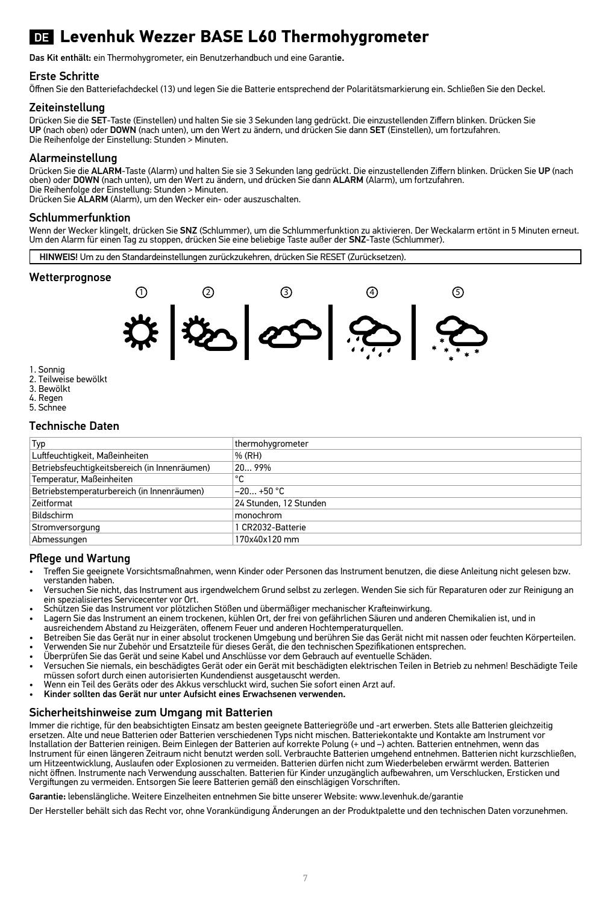# DE Levenhuk Wezzer BASE L60 Thermohygrometer

**Das Kit enthält:** ein Thermohygrometer, ein Benutzerhandbuch und eine Garantie.

## Erste Schritte

Öffnen Sie den Batteriefachdeckel (13) und legen Sie die Batterie entsprechend der Polaritätsmarkierung ein. Schließen Sie den Deckel.

## Zeiteinstellung

Drücken Sie die **SET**-Taste (Einstellen) und halten Sie sie 3 Sekunden lang gedrückt. Die einzustellenden Ziffern blinken. Drücken Sie **UP** (nach oben) oder **DOWN** (nach unten), um den Wert zu ändern, und drücken Sie dann **SET** (Einstellen), um fortzufahren.
Die Reihenfolge der Einstellung: Stunden > Minuten.

## Alarmeinstellung

Drücken Sie die **ALARM**-Taste (Alarm) und halten Sie sie 3 Sekunden lang gedrückt. Die einzustellenden Ziffern blinken. Drücken Sie **UP** (nach oben) oder **DOWN** (nach unten), um den Wert zu ändern, und drücken Sie dann **ALARM** (Alarm), um fortzufahren.
Die Reihenfolge der Einstellung: Stunden > Minuten.
Drücken Sie **ALARM** (Alarm), um den Wecker ein- oder auszuschalten.

## Schlummerfunktion

Wenn der Wecker klingelt, drücken Sie **SNZ** (Schlummer), um die Schlummerfunktion zu aktivieren. Der Weckalarm ertönt in 5 Minuten erneut. Um den Alarm für einen Tag zu stoppen, drücken Sie eine beliebige Taste außer der **SNZ**-Taste (Schlummer).

**HINWEIS!** Um zu den Standardeinstellungen zurückzukehren, drücken Sie RESET (Zurücksetzen).

## Wetterprognose

1. Sonnig
2. Teilweise bewölkt
3. Bewölkt
4. Regen
5. Schnee

## Technische Daten

| Typ | thermohygrometer |
|---|---|
| Luftfeuchtigkeit, Maßeinheiten | % (RH) |
| Betriebsfeuchtigkeitsbereich (in Innenräumen) | 20... 99% |
| Temperatur, Maßeinheiten | °C |
| Betriebstemperaturbereich (in Innenräumen) | –20... +50 °C |
| Zeitformat | 24 Stunden, 12 Stunden |
| Bildschirm | monochrom |
| Stromversorgung | 1 CR2032-Batterie |
| Abmessungen | 170x40x120 mm |

## Pflege und Wartung

- Treffen Sie geeignete Vorsichtsmaßnahmen, wenn Kinder oder Personen das Instrument benutzen, die diese Anleitung nicht gelesen bzw. verstanden haben.
- Versuchen Sie nicht, das Instrument aus irgendwelchem Grund selbst zu zerlegen. Wenden Sie sich für Reparaturen oder zur Reinigung an ein spezialisiertes Servicecenter vor Ort.
- Schützen Sie das Instrument vor plötzlichen Stößen und übermäßiger mechanischer Krafteinwirkung.
- Lagern Sie das Instrument an einem trockenen, kühlen Ort, der frei von gefährlichen Säuren und anderen Chemikalien ist, und in ausreichendem Abstand zu Heizgeräten, offenem Feuer und anderen Hochtemperaturquellen.
- Betreiben Sie das Gerät nur in einer absolut trockenen Umgebung und berühren Sie das Gerät nicht mit nassen oder feuchten Körperteilen.
- Verwenden Sie nur Zubehör und Ersatzteile für dieses Gerät, die den technischen Spezifikationen entsprechen.
- Überprüfen Sie das Gerät und seine Kabel und Anschlüsse vor dem Gebrauch auf eventuelle Schäden.
- Versuchen Sie niemals, ein beschädigtes Gerät oder ein Gerät mit beschädigten elektrischen Teilen in Betrieb zu nehmen! Beschädigte Teile müssen sofort durch einen autorisierten Kundendienst ausgetauscht werden.
- Wenn ein Teil des Geräts oder des Akkus verschluckt wird, suchen Sie sofort einen Arzt auf.
- **Kinder sollten das Gerät nur unter Aufsicht eines Erwachsenen verwenden.**

## Sicherheitshinweise zum Umgang mit Batterien

Immer die richtige, für den beabsichtigten Einsatz am besten geeignete Batteriegröße und -art erwerben. Stets alle Batterien gleichzeitig ersetzen. Alte und neue Batterien oder Batterien verschiedenen Typs nicht mischen. Batteriekontakte und Kontakte am Instrument vor Installation der Batterien reinigen. Beim Einlegen der Batterien auf korrekte Polung (+ und –) achten. Batterien entnehmen, wenn das Instrument für einen längeren Zeitraum nicht benutzt werden soll. Verbrauchte Batterien umgehend entnehmen. Batterien nicht kurzschließen, um Hitzeentwicklung, Auslaufen oder Explosionen zu vermeiden. Batterien dürfen nicht zum Wiederbeleben erwärmt werden. Batterien nicht öffnen. Instrumente nach Verwendung ausschalten. Batterien für Kinder unzugänglich aufbewahren, um Verschlucken, Ersticken und Vergiftungen zu vermeiden. Entsorgen Sie leere Batterien gemäß den einschlägigen Vorschriften.

**Garantie:** lebenslängliche. Weitere Einzelheiten entnehmen Sie bitte unserer Website: www.levenhuk.de/garantie

Der Hersteller behält sich das Recht vor, ohne Vorankündigung Änderungen an der Produktpalette und den technischen Daten vorzunehmen.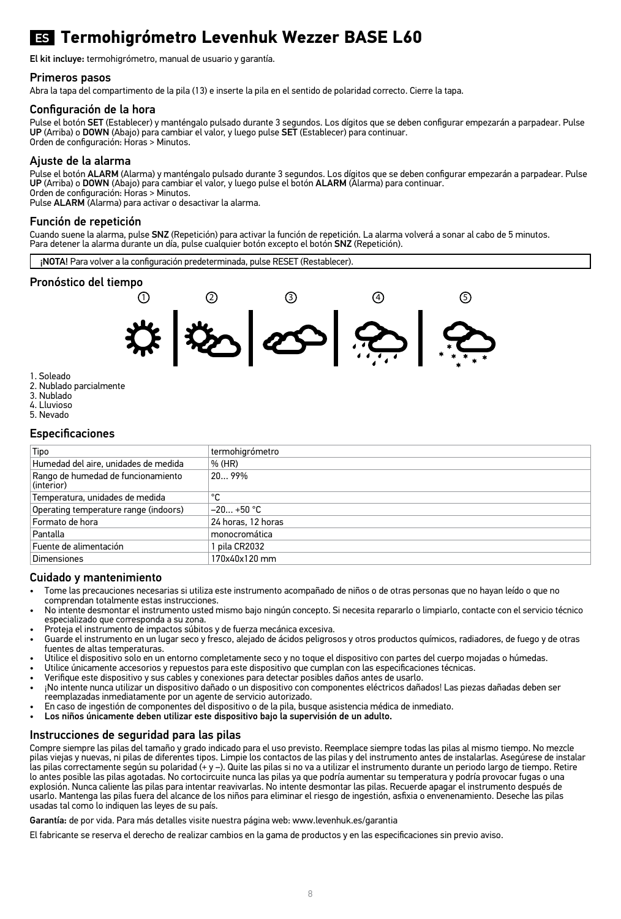# ES Termohigrómetro Levenhuk Wezzer BASE L60

**El kit incluye:** termohigrómetro, manual de usuario y garantía.

## Primeros pasos

Abra la tapa del compartimento de la pila (13) e inserte la pila en el sentido de polaridad correcto. Cierre la tapa.

## Configuración de la hora

Pulse el botón **SET** (Establecer) y manténgalo pulsado durante 3 segundos. Los dígitos que se deben configurar empezarán a parpadear. Pulse **UP** (Arriba) o **DOWN** (Abajo) para cambiar el valor, y luego pulse **SET** (Establecer) para continuar.
Orden de configuración: Horas > Minutos.

## Ajuste de la alarma

Pulse el botón **ALARM** (Alarma) y manténgalo pulsado durante 3 segundos. Los dígitos que se deben configurar empezarán a parpadear. Pulse **UP** (Arriba) o **DOWN** (Abajo) para cambiar el valor, y luego pulse el botón **ALARM** (Alarma) para continuar.
Orden de configuración: Horas > Minutos.
Pulse **ALARM** (Alarma) para activar o desactivar la alarma.

## Función de repetición

Cuando suene la alarma, pulse **SNZ** (Repetición) para activar la función de repetición. La alarma volverá a sonar al cabo de 5 minutos.
Para detener la alarma durante un día, pulse cualquier botón excepto el botón **SNZ** (Repetición).

**¡NOTA!** Para volver a la configuración predeterminada, pulse RESET (Restablecer).

## Pronóstico del tiempo

1. Soleado
2. Nublado parcialmente
3. Nublado
4. Lluvioso
5. Nevado

## Especificaciones

| Tipo | termohigrómetro |
|---|---|
| Humedad del aire, unidades de medida | % (HR) |
| Rango de humedad de funcionamiento (interior) | 20… 99% |
| Temperatura, unidades de medida | °C |
| Operating temperature range (indoors) | –20… +50 °C |
| Formato de hora | 24 horas, 12 horas |
| Pantalla | monocromática |
| Fuente de alimentación | 1 pila CR2032 |
| Dimensiones | 170x40x120 mm |

## Cuidado y mantenimiento

- Tome las precauciones necesarias si utiliza este instrumento acompañado de niños o de otras personas que no hayan leído o que no comprendan totalmente estas instrucciones.
- No intente desmontar el instrumento usted mismo bajo ningún concepto. Si necesita repararlo o limpiarlo, contacte con el servicio técnico especializado que corresponda a su zona.
- Proteja el instrumento de impactos súbitos y de fuerza mecánica excesiva.
- Guarde el instrumento en un lugar seco y fresco, alejado de ácidos peligrosos y otros productos químicos, radiadores, de fuego y de otras fuentes de altas temperaturas.
- Utilice el dispositivo solo en un entorno completamente seco y no toque el dispositivo con partes del cuerpo mojadas o húmedas.
- Utilice únicamente accesorios y repuestos para este dispositivo que cumplan con las especificaciones técnicas.
- Verifique este dispositivo y sus cables y conexiones para detectar posibles daños antes de usarlo.
- ¡No intente nunca utilizar un dispositivo dañado o un dispositivo con componentes eléctricos dañados! Las piezas dañadas deben ser reemplazadas inmediatamente por un agente de servicio autorizado.
- En caso de ingestión de componentes del dispositivo o de la pila, busque asistencia médica de inmediato.
- **Los niños únicamente deben utilizar este dispositivo bajo la supervisión de un adulto.**

## Instrucciones de seguridad para las pilas

Compre siempre las pilas del tamaño y grado indicado para el uso previsto. Reemplace siempre todas las pilas al mismo tiempo. No mezcle pilas viejas y nuevas, ni pilas de diferentes tipos. Limpie los contactos de las pilas y del instrumento antes de instalarlas. Asegúrese de instalar las pilas correctamente según su polaridad (+ y –). Quite las pilas si no va a utilizar el instrumento durante un periodo largo de tiempo. Retire lo antes posible las pilas agotadas. No cortocircuite nunca las pilas ya que podría aumentar su temperatura y podría provocar fugas o una explosión. Nunca caliente las pilas para intentar reavivarlas. No intente desmontar las pilas. Recuerde apagar el instrumento después de usarlo. Mantenga las pilas fuera del alcance de los niños para eliminar el riesgo de ingestión, asfixia o envenenamiento. Deseche las pilas usadas tal como lo indiquen las leyes de su país.

**Garantía:** de por vida. Para más detalles visite nuestra página web: www.levenhuk.es/garantia

El fabricante se reserva el derecho de realizar cambios en la gama de productos y en las especificaciones sin previo aviso.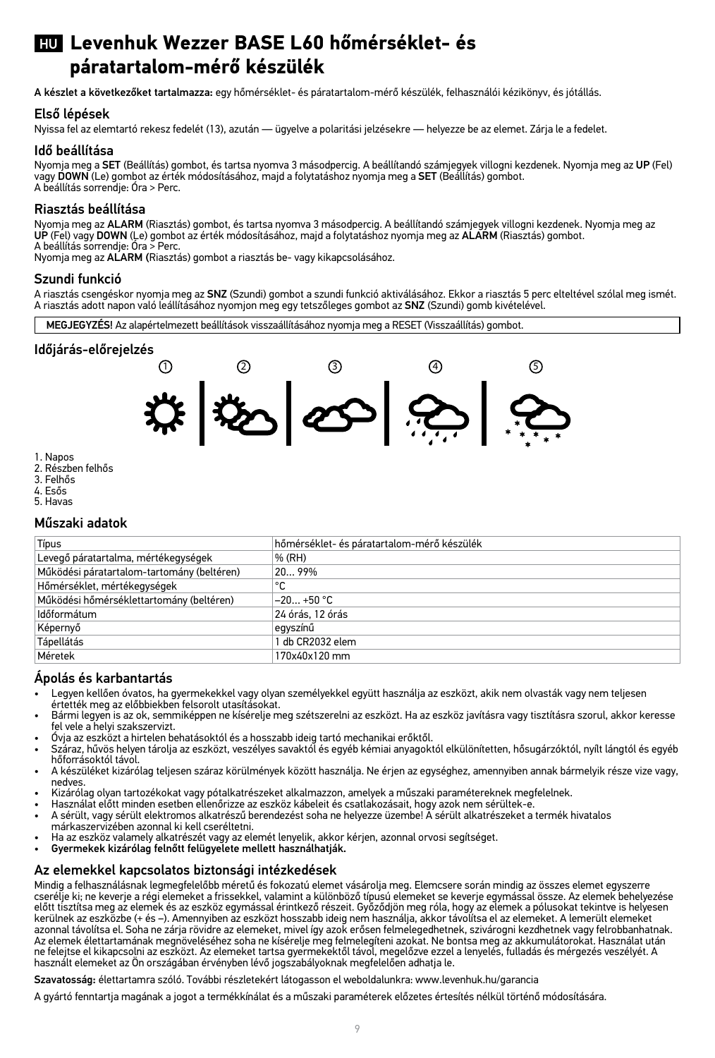# HU Levenhuk Wezzer BASE L60 hőmérséklet- és páratartalom-mérő készülék

**A készlet a következőket tartalmazza:** egy hőmérséklet- és páratartalom-mérő készülék, felhasználói kézikönyv, és jótállás.

## Első lépések

Nyissa fel az elemtartó rekesz fedelét (13), azután — ügyelve a polaritási jelzésekre — helyezze be az elemet. Zárja le a fedelet.

## Idő beállítása

Nyomja meg a **SET** (Beállítás) gombot, és tartsa nyomva 3 másodpercig. A beállítandó számjegyek villogni kezdenek. Nyomja meg az **UP** (Fel) vagy **DOWN** (Le) gombot az érték módosításához, majd a folytatáshoz nyomja meg a **SET** (Beállítás) gombot.
A beállítás sorrendje: Óra > Perc.

## Riasztás beállítása

Nyomja meg az **ALARM** (Riasztás) gombot, és tartsa nyomva 3 másodpercig. A beállítandó számjegyek villogni kezdenek. Nyomja meg az **UP** (Fel) vagy **DOWN** (Le) gombot az érték módosításához, majd a folytatáshoz nyomja meg az **ALARM** (Riasztás) gombot.
A beállítás sorrendje: Óra > Perc.
Nyomja meg az **ALARM** (Riasztás) gombot a riasztás be- vagy kikapcsolásához.

## Szundi funkció

A riasztás csengéskor nyomja meg az **SNZ** (Szundi) gombot a szundi funkció aktiválásához. Ekkor a riasztás 5 perc elteltével szólal meg ismét.
A riasztás adott napon való leállításához nyomjon meg egy tetszőleges gombot az **SNZ** (Szundi) gomb kivételével.

**MEGJEGYZÉS!** Az alapértelmezett beállítások visszaállításához nyomja meg a RESET (Visszaállítás) gombot.

## Időjárás-előrejelzés

1. Napos
2. Részben felhős
3. Felhős
4. Esős
5. Havas

## Műszaki adatok

| Típus | hőmérséklet- és páratartalom-mérő készülék |
|---|---|
| Levegő páratartalma, mértékegységek | % (RH) |
| Működési páratartalom-tartomány (beltéren) | 20… 99% |
| Hőmérséklet, mértékegységek | °C |
| Működési hőmérséklettartomány (beltéren) | –20… +50 °C |
| Időformátum | 24 órás, 12 órás |
| Képernyő | egyszínű |
| Tápellátás | 1 db CR2032 elem |
| Méretek | 170x40x120 mm |

## Ápolás és karbantartás

- Legyen kellően óvatos, ha gyermekekkel vagy olyan személyekkel együtt használja az eszközt, akik nem olvasták vagy nem teljesen értették meg az előbbiekben felsorolt utasításokat.
- Bármi legyen is az ok, semmiképpen ne kísérelje meg szétszerelni az eszközt. Ha az eszköz javításra vagy tisztításra szorul, akkor keresse fel vele a helyi szakszervizt.
- Óvja az eszközt a hirtelen behatásoktól és a hosszabb ideig tartó mechanikai erőktől.
- Száraz, hűvös helyen tárolja az eszközt, veszélyes savaktól és egyéb kémiai anyagoktól elkülönítetten, hősugárzóktól, nyílt lángtól és egyéb hőforrásoktól távol.
- A készüléket kizárólag teljesen száraz körülmények között használja. Ne érjen az egységhez, amennyiben annak bármelyik része vize vagy, nedves.
- Kizárólag olyan tartozékokat vagy pótalkatrészeket alkalmazzon, amelyek a műszaki paramétereknek megfelelnek.
- Használat előtt minden esetben ellenőrizze az eszköz kábeleit és csatlakozásait, hogy azok nem sérültek-e.
- A sérült, vagy sérült elektromos alkatrészű berendezést soha ne helyezze üzembe! A sérült alkatrészeket a termék hivatalos márkaszervizében azonnal ki kell cseréltetni.
- Ha az eszköz valamely alkatrészét vagy az elemét lenyelik, akkor kérjen, azonnal orvosi segítséget.
- **Gyermekek kizárólag felnőtt felügyelete mellett használhatják.**

## Az elemekkel kapcsolatos biztonsági intézkedések

Mindig a felhasználásnak legmegfelelőbb méretű és fokozatú elemet vásárolja meg. Elemcsere során mindig az összes elemet egyszerre cserélje ki; ne keverje a régi elemeket a frissekkel, valamint a különböző típusú elemeket se keverje egymással össze. Az elemek behelyezése előtt tisztítsa meg az elemek és az eszköz egymással érintkező részeit. Győződjön meg róla, hogy az elemek a pólusokat tekintve is helyesen kerülnek az eszközbe (+ és –). Amennyiben az eszközt hosszabb ideig nem használja, akkor távolítsa el az elemeket. A lemerült elemeket azonnal távolítsa el. Soha ne zárja rövidre az elemeket, mivel így azok erősen felmelegedhetnek, szivárogni kezdhetnek vagy felrobbanhatnak. Az elemek élettartamának megnöveléséhez soha ne kísérelje meg felmelegíteni azokat. Ne bontsa meg az akkumulátorokat. Használat után ne felejtse el kikapcsolni az eszközt. Az elemeket tartsa gyermekektől távol, megelőzve ezzel a lenyelés, fulladás és mérgezés veszélyét. A használt elemeket az Ön országában érvényben lévő jogszabályoknak megfelelően adhatja le.

**Szavatosság:** élettartamra szóló. További részletekért látogasson el weboldalunkra: www.levenhuk.hu/garancia

A gyártó fenntartja magának a jogot a termékkínálat és a műszaki paraméterek előzetes értesítés nélkül történő módosítására.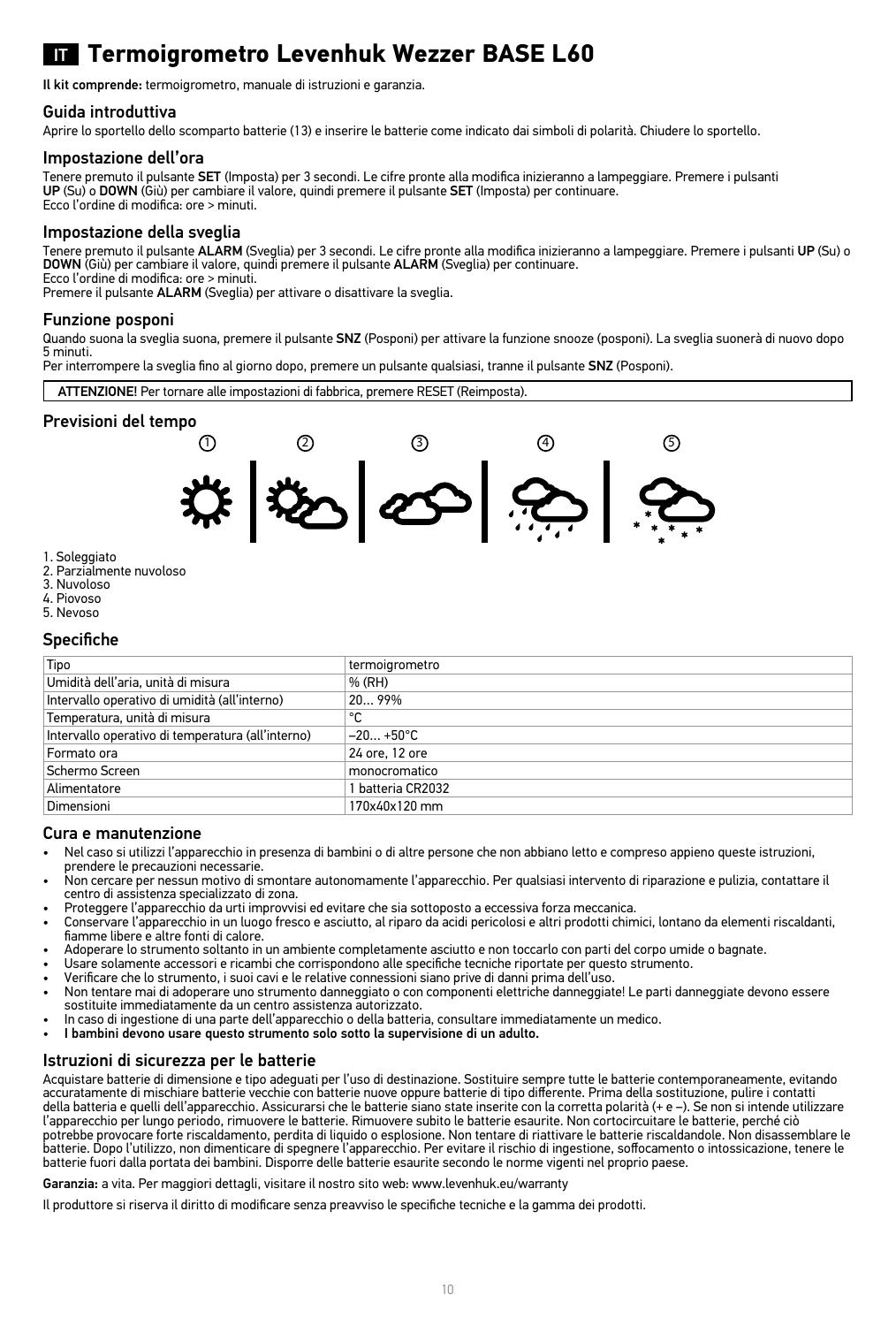# IT Termoigrometro Levenhuk Wezzer BASE L60

**Il kit comprende:** termoigrometro, manuale di istruzioni e garanzia.

## Guida introduttiva

Aprire lo sportello dello scomparto batterie (13) e inserire le batterie come indicato dai simboli di polarità. Chiudere lo sportello.

## Impostazione dell'ora

Tenere premuto il pulsante **SET** (Imposta) per 3 secondi. Le cifre pronte alla modifica inizieranno a lampeggiare. Premere i pulsanti **UP** (Su) o **DOWN** (Giù) per cambiare il valore, quindi premere il pulsante **SET** (Imposta) per continuare.
Ecco l'ordine di modifica: ore > minuti.

## Impostazione della sveglia

Tenere premuto il pulsante **ALARM** (Sveglia) per 3 secondi. Le cifre pronte alla modifica inizieranno a lampeggiare. Premere i pulsanti **UP** (Su) o **DOWN** (Giù) per cambiare il valore, quindi premere il pulsante **ALARM** (Sveglia) per continuare.
Ecco l'ordine di modifica: ore > minuti.
Premere il pulsante **ALARM** (Sveglia) per attivare o disattivare la sveglia.

## Funzione posponi

Quando suona la sveglia suona, premere il pulsante **SNZ** (Posponi) per attivare la funzione snooze (posponi). La sveglia suonerà di nuovo dopo 5 minuti.
Per interrompere la sveglia fino al giorno dopo, premere un pulsante qualsiasi, tranne il pulsante **SNZ** (Posponi).

**ATTENZIONE!** Per tornare alle impostazioni di fabbrica, premere RESET (Reimposta).

## Previsioni del tempo

1. Soleggiato
2. Parzialmente nuvoloso
3. Nuvoloso
4. Piovoso
5. Nevoso

## Specifiche

| Tipo | termoigrometro |
|---|---|
| Umidità dell'aria, unità di misura | % (RH) |
| Intervallo operativo di umidità (all'interno) | 20… 99% |
| Temperatura, unità di misura | °C |
| Intervallo operativo di temperatura (all'interno) | –20… +50°C |
| Formato ora | 24 ore, 12 ore |
| Schermo Screen | monocromatico |
| Alimentatore | 1 batteria CR2032 |
| Dimensioni | 170x40x120 mm |

## Cura e manutenzione

- Nel caso si utilizzi l'apparecchio in presenza di bambini o di altre persone che non abbiano letto e compreso appieno queste istruzioni, prendere le precauzioni necessarie.
- Non cercare per nessun motivo di smontare autonomamente l'apparecchio. Per qualsiasi intervento di riparazione e pulizia, contattare il centro di assistenza specializzato di zona.
- Proteggere l'apparecchio da urti improvvisi ed evitare che sia sottoposto a eccessiva forza meccanica.
- Conservare l'apparecchio in un luogo fresco e asciutto, al riparo da acidi pericolosi e altri prodotti chimici, lontano da elementi riscaldanti, fiamme libere e altre fonti di calore.
- Adoperare lo strumento soltanto in un ambiente completamente asciutto e non toccarlo con parti del corpo umide o bagnate.
- Usare solamente accessori e ricambi che corrispondono alle specifiche tecniche riportate per questo strumento.
- Verificare che lo strumento, i suoi cavi e le relative connessioni siano prive di danni prima dell'uso.
- Non tentare mai di adoperare uno strumento danneggiato o con componenti elettriche danneggiate! Le parti danneggiate devono essere sostituite immediatamente da un centro assistenza autorizzato.
- In caso di ingestione di una parte dell'apparecchio o della batteria, consultare immediatamente un medico.
- **I bambini devono usare questo strumento solo sotto la supervisione di un adulto.**

## Istruzioni di sicurezza per le batterie

Acquistare batterie di dimensione e tipo adeguati per l'uso di destinazione. Sostituire sempre tutte le batterie contemporaneamente, evitando accuratamente di mischiare batterie vecchie con batterie nuove oppure batterie di tipo differente. Prima della sostituzione, pulire i contatti della batteria e quelli dell'apparecchio. Assicurarsi che le batterie siano state inserite con la corretta polarità (+ e –). Se non si intende utilizzare l'apparecchio per lungo periodo, rimuovere le batterie. Rimuovere subito le batterie esaurite. Non cortocircuitare le batterie, perché ciò potrebbe provocare forte riscaldamento, perdita di liquido o esplosione. Non tentare di riattivare le batterie riscaldandole. Non disassemblare le batterie. Dopo l'utilizzo, non dimenticare di spegnere l'apparecchio. Per evitare il rischio di ingestione, soffocamento o intossicazione, tenere le batterie fuori dalla portata dei bambini. Disporre delle batterie esaurite secondo le norme vigenti nel proprio paese.

**Garanzia:** a vita. Per maggiori dettagli, visitare il nostro sito web: www.levenhuk.eu/warranty

Il produttore si riserva il diritto di modificare senza preavviso le specifiche tecniche e la gamma dei prodotti.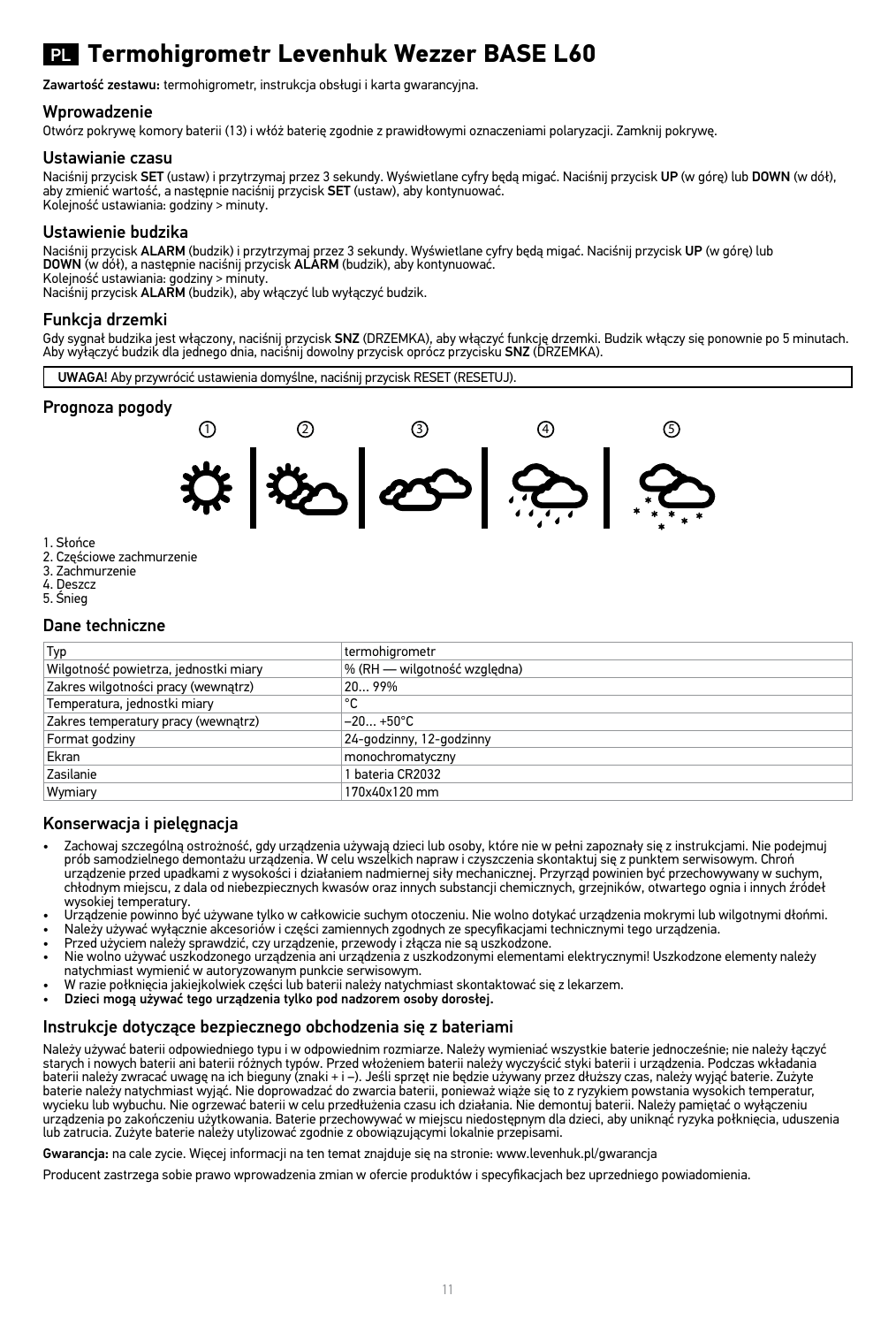# PL Termohigrometr Levenhuk Wezzer BASE L60

**Zawartość zestawu:** termohigrometr, instrukcja obsługi i karta gwarancyjna.

## Wprowadzenie

Otwórz pokrywę komory baterii (13) i włóż baterię zgodnie z prawidłowymi oznaczeniami polaryzacji. Zamknij pokrywę.

## Ustawianie czasu

Naciśnij przycisk **SET** (ustaw) i przytrzymaj przez 3 sekundy. Wyświetlane cyfry będą migać. Naciśnij przycisk **UP** (w górę) lub **DOWN** (w dół), aby zmienić wartość, a następnie naciśnij przycisk **SET** (ustaw), aby kontynuować.
Kolejność ustawiania: godziny > minuty.

## Ustawienie budzika

Naciśnij przycisk **ALARM** (budzik) i przytrzymaj przez 3 sekundy. Wyświetlane cyfry będą migać. Naciśnij przycisk **UP** (w górę) lub **DOWN** (w dół), a następnie naciśnij przycisk **ALARM** (budzik), aby kontynuować.
Kolejność ustawiania: godziny > minuty.
Naciśnij przycisk **ALARM** (budzik), aby włączyć lub wyłączyć budzik.

## Funkcja drzemki

Gdy sygnał budzika jest włączony, naciśnij przycisk **SNZ** (DRZEMKA), aby włączyć funkcję drzemki. Budzik włączy się ponownie po 5 minutach. Aby wyłączyć budzik dla jednego dnia, naciśnij dowolny przycisk oprócz przycisku **SNZ** (DRZEMKA).

**UWAGA!** Aby przywrócić ustawienia domyślne, naciśnij przycisk RESET (RESETUJ).

## Prognoza pogody

① ② ③ ④ ⑤

1. Słońce
2. Częściowe zachmurzenie
3. Zachmurzenie
4. Deszcz
5. Śnieg

## Dane techniczne

| Typ | termohigrometr |
|---|---|
| Wilgotność powietrza, jednostki miary | % (RH — wilgotność względna) |
| Zakres wilgotności pracy (wewnątrz) | 20… 99% |
| Temperatura, jednostki miary | °C |
| Zakres temperatury pracy (wewnątrz) | –20… +50°C |
| Format godziny | 24-godzinny, 12-godzinny |
| Ekran | monochromatyczny |
| Zasilanie | 1 bateria CR2032 |
| Wymiary | 170x40x120 mm |

## Konserwacja i pielęgnacja

- Zachowaj szczególną ostrożność, gdy urządzenia używają dzieci lub osoby, które nie w pełni zapoznały się z instrukcjami. Nie podejmuj prób samodzielnego demontażu urządzenia. W celu wszelkich napraw i czyszczenia skontaktuj się z punktem serwisowym. Chroń urządzenie przed upadkami z wysokości i działaniem nadmiernej siły mechanicznej. Przyrząd powinien być przechowywany w suchym, chłodnym miejscu, z dala od niebezpiecznych kwasów oraz innych substancji chemicznych, grzejników, otwartego ognia i innych źródeł wysokiej temperatury.
- Urządzenie powinno być używane tylko w całkowicie suchym otoczeniu. Nie wolno dotykać urządzenia mokrymi lub wilgotnymi dłońmi.
- Należy używać wyłącznie akcesoriów i części zamiennych zgodnych ze specyfikacjami technicznymi tego urządzenia.
- Przed użyciem należy sprawdzić, czy urządzenie, przewody i złącza nie są uszkodzone.
- Nie wolno używać uszkodzonego urządzenia ani urządzenia z uszkodzonymi elementami elektrycznymi! Uszkodzone elementy należy natychmiast wymienić w autoryzowanym punkcie serwisowym.
- W razie połknięcia jakiejkolwiek części lub baterii należy natychmiast skontaktować się z lekarzem.
- **Dzieci mogą używać tego urządzenia tylko pod nadzorem osoby dorosłej.**

## Instrukcje dotyczące bezpiecznego obchodzenia się z bateriami

Należy używać baterii odpowiedniego typu i w odpowiednim rozmiarze. Należy wymieniać wszystkie baterie jednocześnie; nie należy łączyć starych i nowych baterii ani baterii różnych typów. Przed włożeniem baterii należy wyczyścić styki baterii i urządzenia. Podczas wkładania baterii należy zwracać uwagę na ich bieguny (znaki + i –). Jeśli sprzęt nie będzie używany przez dłuższy czas, należy wyjąć baterie. Zużyte baterie należy natychmiast wyjąć. Nie doprowadzać do zwarcia baterii, ponieważ wiąże się to z ryzykiem powstania wysokich temperatur, wycieku lub wybuchu. Nie ogrzewać baterii w celu przedłużenia czasu ich działania. Nie demontuj baterii. Należy pamiętać o wyłączeniu urządzenia po zakończeniu użytkowania. Baterie przechowywać w miejscu niedostępnym dla dzieci, aby uniknąć ryzyka połknięcia, uduszenia lub zatrucia. Zużyte baterie należy utylizować zgodnie z obowiązującymi lokalnie przepisami.

**Gwarancja:** na całe życie. Więcej informacji na ten temat znajduje się na stronie: www.levenhuk.pl/gwarancja

Producent zastrzega sobie prawo wprowadzenia zmian w ofercie produktów i specyfikacjach bez uprzedniego powiadomienia.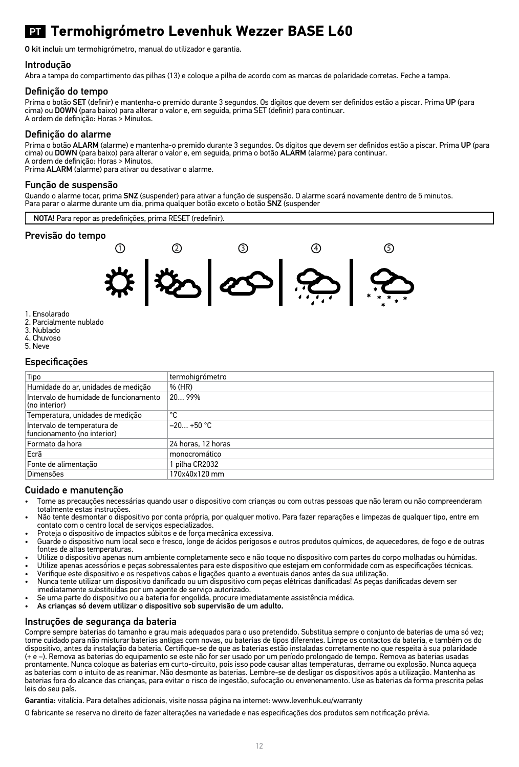# PT Termohigrómetro Levenhuk Wezzer BASE L60

**O kit inclui:** um termohigrómetro, manual do utilizador e garantia.

## Introdução

Abra a tampa do compartimento das pilhas (13) e coloque a pilha de acordo com as marcas de polaridade corretas. Feche a tampa.

## Definição do tempo

Prima o botão **SET** (definir) e mantenha-o premido durante 3 segundos. Os dígitos que devem ser definidos estão a piscar. Prima **UP** (para cima) ou **DOWN** (para baixo) para alterar o valor e, em seguida, prima SET (definir) para continuar.
A ordem de definição: Horas > Minutos.

## Definição do alarme

Prima o botão **ALARM** (alarme) e mantenha-o premido durante 3 segundos. Os dígitos que devem ser definidos estão a piscar. Prima **UP** (para cima) ou **DOWN** (para baixo) para alterar o valor e, em seguida, prima o botão **ALARM** (alarme) para continuar.
A ordem de definição: Horas > Minutos.
Prima **ALARM** (alarme) para ativar ou desativar o alarme.

## Função de suspensão

Quando o alarme tocar, prima **SNZ** (suspender) para ativar a função de suspensão. O alarme soará novamente dentro de 5 minutos.
Para parar o alarme durante um dia, prima qualquer botão exceto o botão **SNZ** (suspender

**NOTA!** Para repor as predefinições, prima RESET (redefinir).

## Previsão do tempo

1. Ensolarado
2. Parcialmente nublado
3. Nublado
4. Chuvoso
5. Neve

## Especificações

| Tipo | termohigrómetro |
|---|---|
| Humidade do ar, unidades de medição | % (HR) |
| Intervalo de humidade de funcionamento (no interior) | 20… 99% |
| Temperatura, unidades de medição | °C |
| Intervalo de temperatura de funcionamento (no interior) | –20… +50 °C |
| Formato da hora | 24 horas, 12 horas |
| Ecrã | monocromático |
| Fonte de alimentação | 1 pilha CR2032 |
| Dimensões | 170x40x120 mm |

## Cuidado e manutenção

- Tome as precauções necessárias quando usar o dispositivo com crianças ou com outras pessoas que não leram ou não compreenderam totalmente estas instruções.
- Não tente desmontar o dispositivo por conta própria, por qualquer motivo. Para fazer reparações e limpezas de qualquer tipo, entre em contato com o centro local de serviços especializados.
- Proteja o dispositivo de impactos súbitos e de força mecânica excessiva.
- Guarde o dispositivo num local seco e fresco, longe de ácidos perigosos e outros produtos químicos, de aquecedores, de fogo e de outras fontes de altas temperaturas.
- Utilize o dispositivo apenas num ambiente completamente seco e não toque no dispositivo com partes do corpo molhadas ou húmidas.
- Utilize apenas acessórios e peças sobressalentes para este dispositivo que estejam em conformidade com as especificações técnicas.
- Verifique este dispositivo e os respetivos cabos e ligações quanto a eventuais danos antes da sua utilização.
- Nunca tente utilizar um dispositivo danificado ou um dispositivo com peças elétricas danificadas! As peças danificadas devem ser imediatamente substituídas por um agente de serviço autorizado.
- Se uma parte do dispositivo ou a bateria for engolida, procure imediatamente assistência médica.
- **As crianças só devem utilizar o dispositivo sob supervisão de um adulto.**

## Instruções de segurança da bateria

Compre sempre baterias do tamanho e grau mais adequados para o uso pretendido. Substitua sempre o conjunto de baterias de uma só vez; tome cuidado para não misturar baterias antigas com novas, ou baterias de tipos diferentes. Limpe os contactos da bateria, e também os do dispositivo, antes da instalação da bateria. Certifique-se de que as baterias estão instaladas corretamente no que respeita à sua polaridade (+ e –). Remova as baterias do equipamento se este não for ser usado por um período prolongado de tempo. Remova as baterias usadas prontamente. Nunca coloque as baterias em curto-circuito, pois isso pode causar altas temperaturas, derrame ou explosão. Nunca aqueça as baterias com o intuito de as reanimar. Não desmonte as baterias. Lembre-se de desligar os dispositivos após a utilização. Mantenha as baterias fora do alcance das crianças, para evitar o risco de ingestão, sufocação ou envenenamento. Use as baterias da forma prescrita pelas leis do seu país.

**Garantia:** vitalícia. Para detalhes adicionais, visite nossa página na internet: www.levenhuk.eu/warranty

O fabricante se reserva no direito de fazer alterações na variedade e nas especificações dos produtos sem notificação prévia.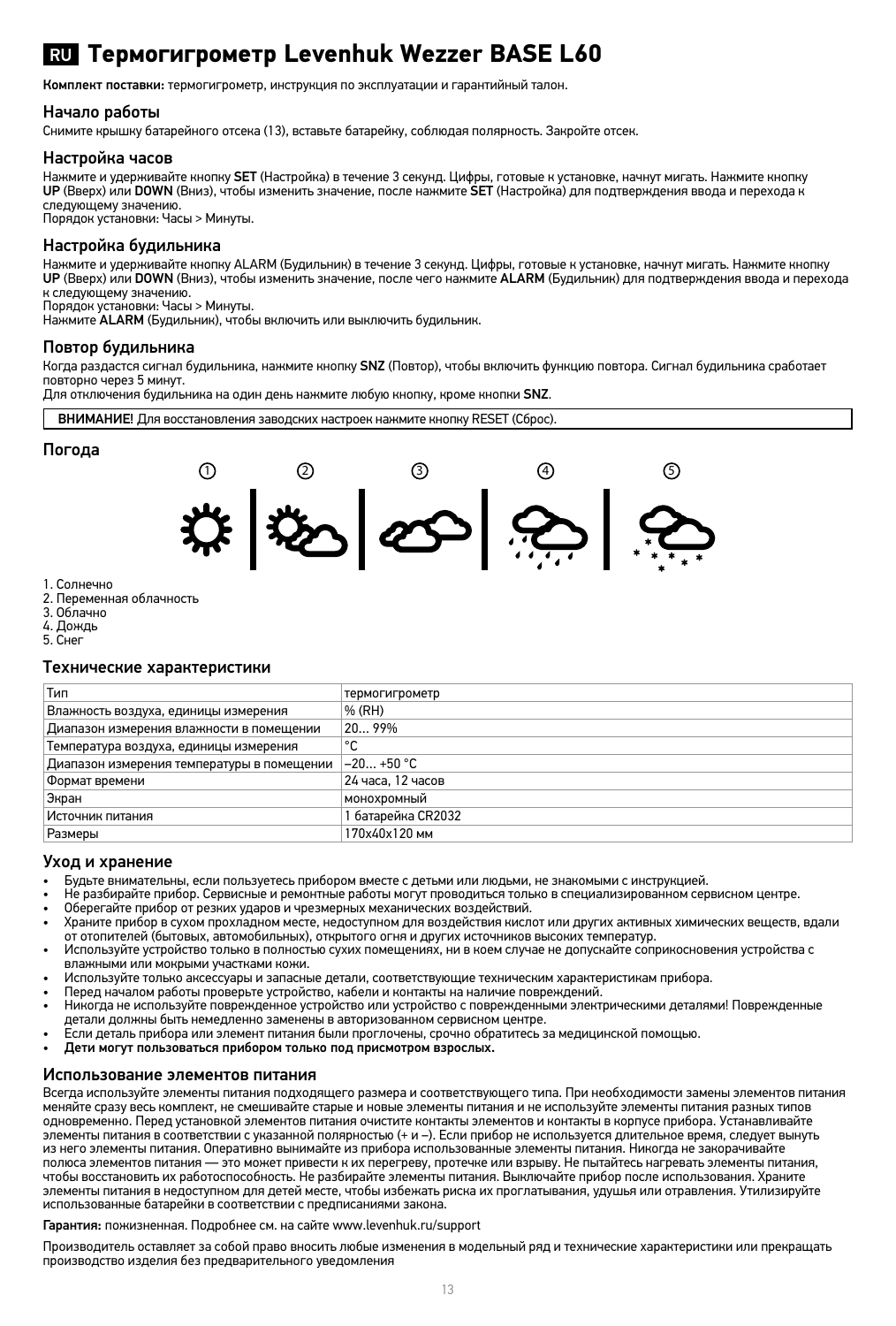# RU Термогигрометр Levenhuk Wezzer BASE L60

**Комплект поставки:** термогигрометр, инструкция по эксплуатации и гарантийный талон.

## Начало работы

Снимите крышку батарейного отсека (13), вставьте батарейку, соблюдая полярность. Закройте отсек.

## Настройка часов

Нажмите и удерживайте кнопку **SET** (Настройка) в течение 3 секунд. Цифры, готовые к установке, начнут мигать. Нажмите кнопку **UP** (Вверх) или **DOWN** (Вниз), чтобы изменить значение, после нажмите **SET** (Настройка) для подтверждения ввода и перехода к следующему значению.
Порядок установки: Часы > Минуты.

## Настройка будильника

Нажмите и удерживайте кнопку ALARM (Будильник) в течение 3 секунд. Цифры, готовые к установке, начнут мигать. Нажмите кнопку **UP** (Вверх) или **DOWN** (Вниз), чтобы изменить значение, после чего нажмите **ALARM** (Будильник) для подтверждения ввода и перехода к следующему значению.
Порядок установки: Часы > Минуты.
Нажмите **ALARM** (Будильник), чтобы включить или выключить будильник.

## Повтор будильника

Когда раздастся сигнал будильника, нажмите кнопку **SNZ** (Повтор), чтобы включить функцию повтора. Сигнал будильника сработает повторно через 5 минут.
Для отключения будильника на один день нажмите любую кнопку, кроме кнопки **SNZ**.

**ВНИМАНИЕ!** Для восстановления заводских настроек нажмите кнопку RESET (Сброс).

## Погода

1. Солнечно
2. Переменная облачность
3. Облачно
4. Дождь
5. Снег

## Технические характеристики

| Тип | термогигрометр |
|---|---|
| Влажность воздуха, единицы измерения | % (RH) |
| Диапазон измерения влажности в помещении | 20… 99% |
| Температура воздуха, единицы измерения | °C |
| Диапазон измерения температуры в помещении | –20… +50 °C |
| Формат времени | 24 часа, 12 часов |
| Экран | монохромный |
| Источник питания | 1 батарейка CR2032 |
| Размеры | 170x40x120 мм |

## Уход и хранение

- Будьте внимательны, если пользуетесь прибором вместе с детьми или людьми, не знакомыми с инструкцией.
- Не разбирайте прибор. Сервисные и ремонтные работы могут проводиться только в специализированном сервисном центре.
- Оберегайте прибор от резких ударов и чрезмерных механических воздействий.
- Храните прибор в сухом прохладном месте, недоступном для воздействия кислот или других активных химических веществ, вдали от отопителей (бытовых, автомобильных), открытого огня и других источников высоких температур.
- Используйте устройство только в полностью сухих помещениях, ни в коем случае не допускайте соприкосновения устройства с влажными или мокрыми участками кожи.
- Используйте только аксессуары и запасные детали, соответствующие техническим характеристикам прибора.
- Перед началом работы проверьте устройство, кабели и контакты на наличие повреждений.
- Никогда не используйте поврежденное устройство или устройство с поврежденными электрическими деталями! Поврежденные детали должны быть немедленно заменены в авторизованном сервисном центре.
- Если деталь прибора или элемент питания были проглочены, срочно обратитесь за медицинской помощью.
- **Дети могут пользоваться прибором только под присмотром взрослых.**

## Использование элементов питания

Всегда используйте элементы питания подходящего размера и соответствующего типа. При необходимости замены элементов питания меняйте сразу весь комплект, не смешивайте старые и новые элементы питания и не используйте элементы питания разных типов одновременно. Перед установкой элементов питания очистите контакты элементов и контакты в корпусе прибора. Устанавливайте элементы питания в соответствии с указанной полярностью (+ и –). Если прибор не используется длительное время, следует вынуть из него элементы питания. Оперативно вынимайте из прибора использованные элементы питания. Никогда не закорачивайте полюса элементов питания — это может привести к их перегреву, протечке или взрыву. Не пытайтесь нагревать элементы питания, чтобы восстановить их работоспособность. Не разбирайте элементы питания. Выключайте прибор после использования. Храните элементы питания в недоступном для детей месте, чтобы избежать риска их проглатывания, удушья или отравления. Утилизируйте использованные батарейки в соответствии с предписаниями закона.

**Гарантия:** пожизненная. Подробнее см. на сайте www.levenhuk.ru/support

Производитель оставляет за собой право вносить любые изменения в модельный ряд и технические характеристики или прекращать производство изделия без предварительного уведомления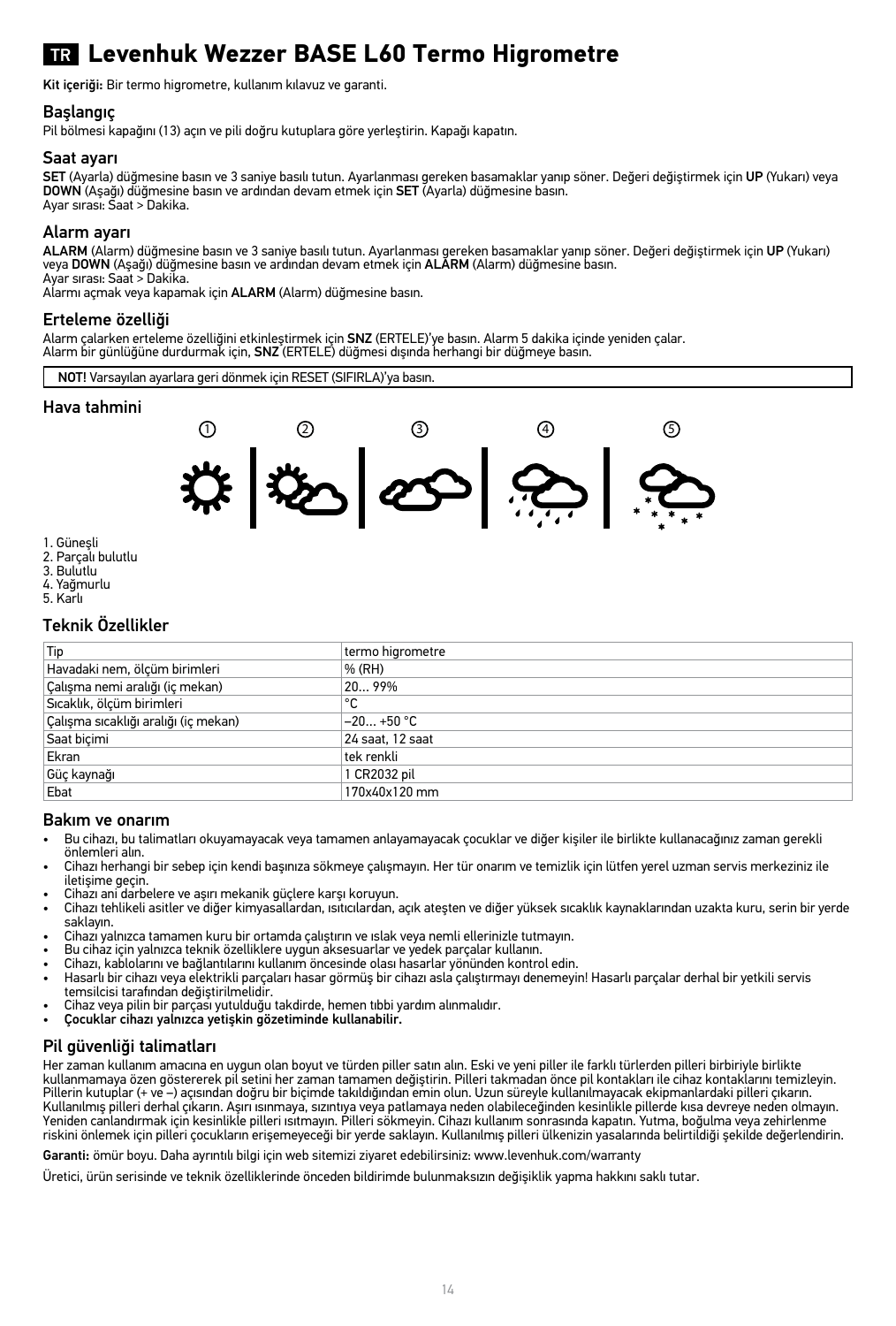# TR Levenhuk Wezzer BASE L60 Termo Higrometre

**Kit içeriği:** Bir termo higrometre, kullanım kılavuz ve garanti.

## Başlangıç

Pil bölmesi kapağını (13) açın ve pili doğru kutuplara göre yerleştirin. Kapağı kapatın.

## Saat ayarı

**SET** (Ayarla) düğmesine basın ve 3 saniye basılı tutun. Ayarlanması gereken basamaklar yanıp söner. Değeri değiştirmek için **UP** (Yukarı) veya **DOWN** (Aşağı) düğmesine basın ve ardından devam etmek için **SET** (Ayarla) düğmesine basın.
Ayar sırası: Saat > Dakika.

## Alarm ayarı

**ALARM** (Alarm) düğmesine basın ve 3 saniye basılı tutun. Ayarlanması gereken basamaklar yanıp söner. Değeri değiştirmek için **UP** (Yukarı) veya **DOWN** (Aşağı) düğmesine basın ve ardından devam etmek için **ALARM** (Alarm) düğmesine basın.
Ayar sırası: Saat > Dakika.
Alarmı açmak veya kapamak için **ALARM** (Alarm) düğmesine basın.

## Erteleme özelliği

Alarm çalarken erteleme özelliğini etkinleştirmek için **SNZ** (ERTELE)'ye basın. Alarm 5 dakika içinde yeniden çalar.
Alarm bir günlüğüne durdurmak için, **SNZ** (ERTELE) düğmesi dışında herhangi bir düğmeye basın.

**NOT!** Varsayılan ayarlara geri dönmek için RESET (SIFIRLA)'ya basın.

## Hava tahmini

1. Güneşli
2. Parçalı bulutlu
3. Bulutlu
4. Yağmurlu
5. Karlı

## Teknik Özellikler

| Tip | termo higrometre |
|---|---|
| Havadaki nem, ölçüm birimleri | % (RH) |
| Çalışma nemi aralığı (iç mekan) | 20… 99% |
| Sıcaklık, ölçüm birimleri | °C |
| Çalışma sıcaklığı aralığı (iç mekan) | –20… +50 °C |
| Saat biçimi | 24 saat, 12 saat |
| Ekran | tek renkli |
| Güç kaynağı | 1 CR2032 pil |
| Ebat | 170x40x120 mm |

## Bakım ve onarım

- Bu cihazı, bu talimatları okuyamayacak veya tamamen anlayamayacak çocuklar ve diğer kişiler ile birlikte kullanacağınız zaman gerekli önlemleri alın.
- Cihazı herhangi bir sebep için kendi başınıza sökmeye çalışmayın. Her tür onarım ve temizlik için lütfen yerel uzman servis merkeziniz ile iletişime geçin.
- Cihazı ani darbelere ve aşırı mekanik güçlere karşı koruyun.
- Cihazı tehlikeli asitler ve diğer kimyasallardan, ısıtıcılardan, açık ateşten ve diğer yüksek sıcaklık kaynaklarından uzakta kuru, serin bir yerde saklayın.
- Cihazı yalnızca tamamen kuru bir ortamda çalıştırın ve ıslak veya nemli ellerinizle tutmayın.
- Bu cihaz için yalnızca teknik özelliklere uygun aksesuarlar ve yedek parçalar kullanın.
- Cihazı, kablolarını ve bağlantılarını kullanım öncesinde olası hasarlar yönünden kontrol edin.
- Hasarlı bir cihazı veya elektrikli parçaları hasar görmüş bir cihazı asla çalıştırmayı denemeyin! Hasarlı parçalar derhal bir yetkili servis temsilcisi tarafından değiştirilmelidir.
- Cihaz veya pilin bir parçası yutulduğu takdirde, hemen tıbbi yardım alınmalıdır.
- **Çocuklar cihazı yalnızca yetişkin gözetiminde kullanabilir.**

## Pil güvenliği talimatları

Her zaman kullanım amacına en uygun olan boyut ve türden piller satın alın. Eski ve yeni piller ile farklı türlerden pilleri birbiriyle birlikte kullanmamaya özen göstererek pil setini her zaman tamamen değiştirin. Pilleri takmadan önce pil kontakları ile cihaz kontaklarını temizleyin. Pillerin kutuplar (+ ve –) açısından doğru bir biçimde takıldığından emin olun. Uzun süreyle kullanılmayacak ekipmanlardaki pilleri çıkarın. Kullanılmış pilleri derhal çıkarın. Aşırı ısınmaya, sızıntıya veya patlamaya neden olabileceğinden kesinlikle pillerde kısa devreye neden olmayın. Yeniden canlandırmak için kesinlikle pilleri ısıtmayın. Pilleri sökmeyin. Cihazı kullanım sonrasında kapatın. Yutma, boğulma veya zehirlenme riskini önlemek için pilleri çocukların erişemeyeceği bir yerde saklayın. Kullanılmış pilleri ülkenizin yasalarında belirtildiği şekilde değerlendirin.

**Garanti:** ömür boyu. Daha ayrıntılı bilgi için web sitemizi ziyaret edebilirsiniz: www.levenhuk.com/warranty

Üretici, ürün serisinde ve teknik özelliklerinde önceden bildirimde bulunmaksızın değişiklik yapma hakkını saklı tutar.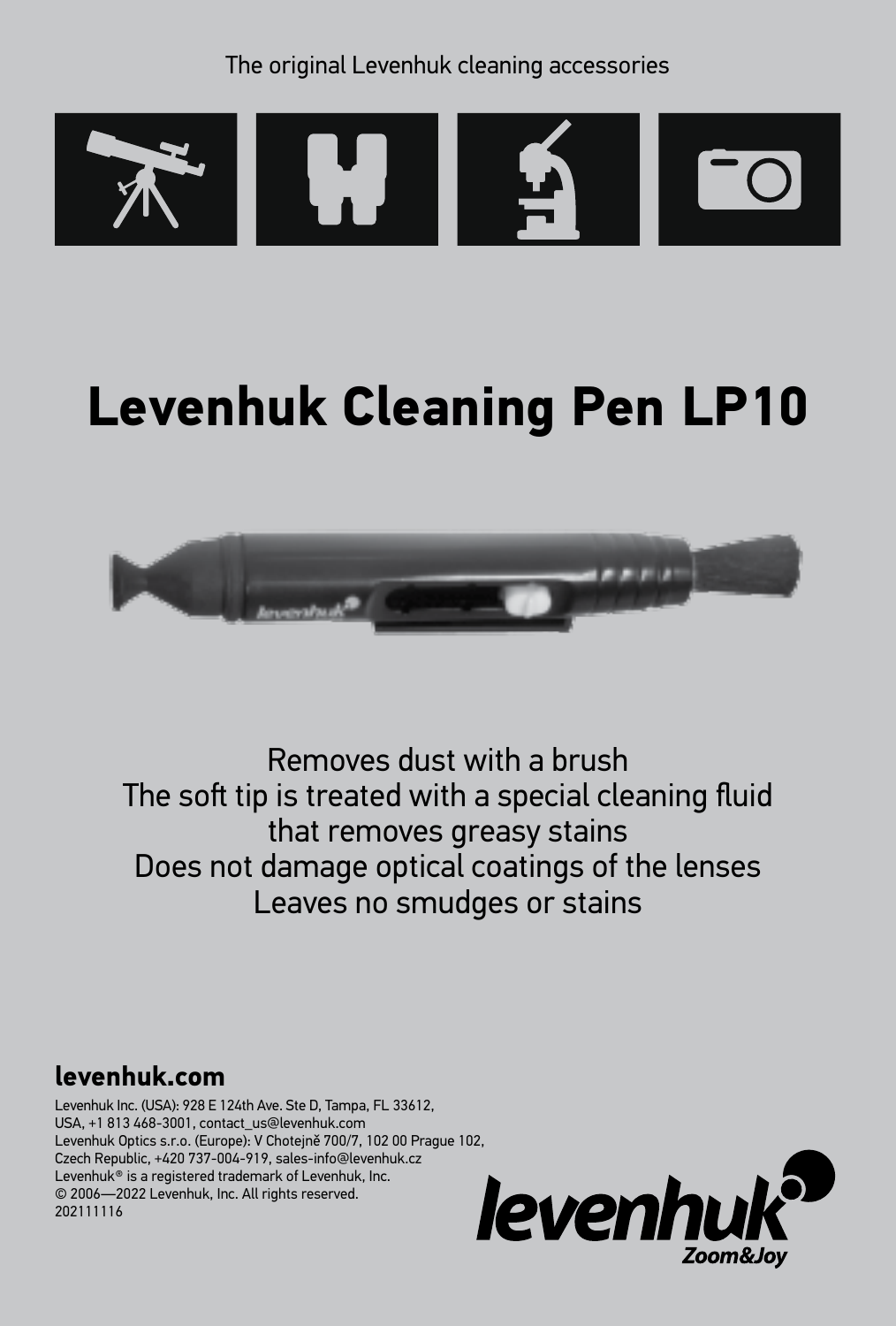The original Levenhuk cleaning accessories

# Levenhuk Cleaning Pen LP10

Removes dust with a brush
The soft tip is treated with a special cleaning fluid
that removes greasy stains
Does not damage optical coatings of the lenses
Leaves no smudges or stains

**levenhuk.com**

Levenhuk Inc. (USA): 928 E 124th Ave. Ste D, Tampa, FL 33612,
USA, +1 813 468-3001, contact_us@levenhuk.com
Levenhuk Optics s.r.o. (Europe): V Chotejně 700/7, 102 00 Prague 102,
Czech Republic, +420 737-004-919, sales-info@levenhuk.cz
Levenhuk® is a registered trademark of Levenhuk, Inc.
© 2006—2022 Levenhuk, Inc. All rights reserved.
202111116

levenhuk
Zoom&Joy